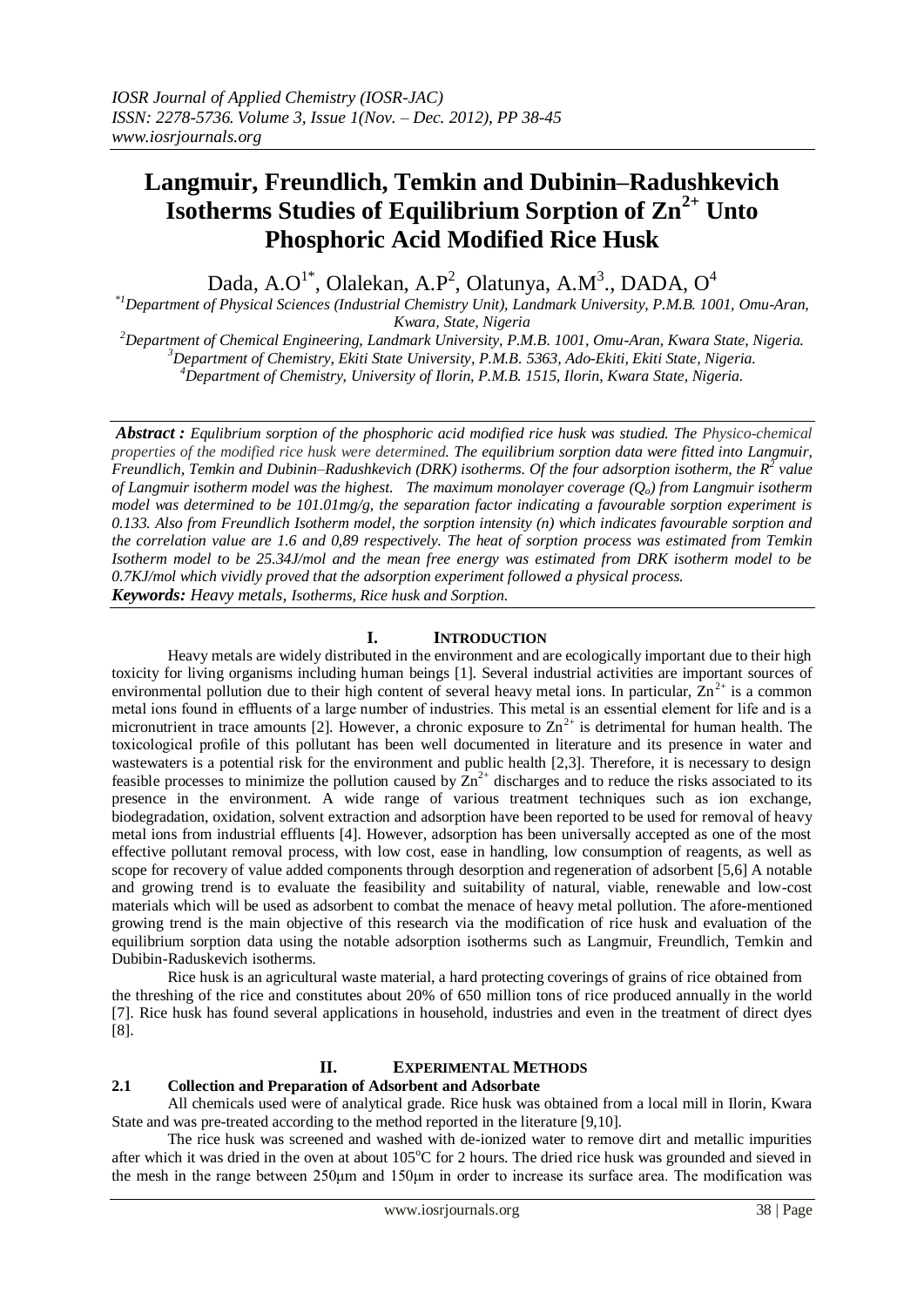# Langmuir, Freundlich, Temkin and Dubinin–Radushkevich Isotherms Studies of Equilibrium Sorption of $Zn^{2+}$ Unto Phosphoric Acid Modified Rice Husk

Dada, A.O[1*], Olalekan, A.P[2], Olatunya, A.M[3]., DADA, O[4]

[*1]Department of Physical Sciences (Industrial Chemistry Unit), Landmark University, P.M.B. 1001, Omu-Aran, Kwara, State, Nigeria

[2]Department of Chemical Engineering, Landmark University, P.M.B. 1001, Omu-Aran, Kwara State, Nigeria.

[3]Department of Chemistry, Ekiti State University, P.M.B. 5363, Ado-Ekiti, Ekiti State, Nigeria.

[4]Department of Chemistry, University of Ilorin, P.M.B. 1515, Ilorin, Kwara State, Nigeria.

***Abstract :*** *Equlibrium sorption of the phosphoric acid modified rice husk was studied. The Physico-chemical properties of the modified rice husk were determined. The equilibrium sorption data were fitted into Langmuir, Freundlich, Temkin and Dubinin–Radushkevich (DRK) isotherms. Of the four adsorption isotherm, the $R^2$ value of Langmuir isotherm model was the highest. The maximum monolayer coverage ($Q_o$) from Langmuir isotherm model was determined to be 101.01mg/g, the separation factor indicating a favourable sorption experiment is 0.133. Also from Freundlich Isotherm model, the sorption intensity (n) which indicates favourable sorption and the correlation value are 1.6 and 0,89 respectively. The heat of sorption process was estimated from Temkin Isotherm model to be 25.34J/mol and the mean free energy was estimated from DRK isotherm model to be 0.7KJ/mol which vividly proved that the adsorption experiment followed a physical process.*

***Keywords:*** *Heavy metals, Isotherms, Rice husk and Sorption.*

## I. INTRODUCTION

Heavy metals are widely distributed in the environment and are ecologically important due to their high toxicity for living organisms including human beings [1]. Several industrial activities are important sources of environmental pollution due to their high content of several heavy metal ions. In particular, $Zn^{2+}$ is a common metal ions found in effluents of a large number of industries. This metal is an essential element for life and is a micronutrient in trace amounts [2]. However, a chronic exposure to $Zn^{2+}$ is detrimental for human health. The toxicological profile of this pollutant has been well documented in literature and its presence in water and wastewaters is a potential risk for the environment and public health [2,3]. Therefore, it is necessary to design feasible processes to minimize the pollution caused by $Zn^{2+}$ discharges and to reduce the risks associated to its presence in the environment. A wide range of various treatment techniques such as ion exchange, biodegradation, oxidation, solvent extraction and adsorption have been reported to be used for removal of heavy metal ions from industrial effluents [4]. However, adsorption has been universally accepted as one of the most effective pollutant removal process, with low cost, ease in handling, low consumption of reagents, as well as scope for recovery of value added components through desorption and regeneration of adsorbent [5,6] A notable and growing trend is to evaluate the feasibility and suitability of natural, viable, renewable and low-cost materials which will be used as adsorbent to combat the menace of heavy metal pollution. The afore-mentioned growing trend is the main objective of this research via the modification of rice husk and evaluation of the equilibrium sorption data using the notable adsorption isotherms such as Langmuir, Freundlich, Temkin and Dubibin-Raduskevich isotherms.

Rice husk is an agricultural waste material, a hard protecting coverings of grains of rice obtained from the threshing of the rice and constitutes about 20% of 650 million tons of rice produced annually in the world [7]. Rice husk has found several applications in household, industries and even in the treatment of direct dyes [8].

## II. EXPERIMENTAL METHODS

### 2.1 Collection and Preparation of Adsorbent and Adsorbate

All chemicals used were of analytical grade. Rice husk was obtained from a local mill in Ilorin, Kwara State and was pre-treated according to the method reported in the literature [9,10].

The rice husk was screened and washed with de-ionized water to remove dirt and metallic impurities after which it was dried in the oven at about 105°C for 2 hours. The dried rice husk was grounded and sieved in the mesh in the range between 250μm and 150μm in order to increase its surface area. The modification was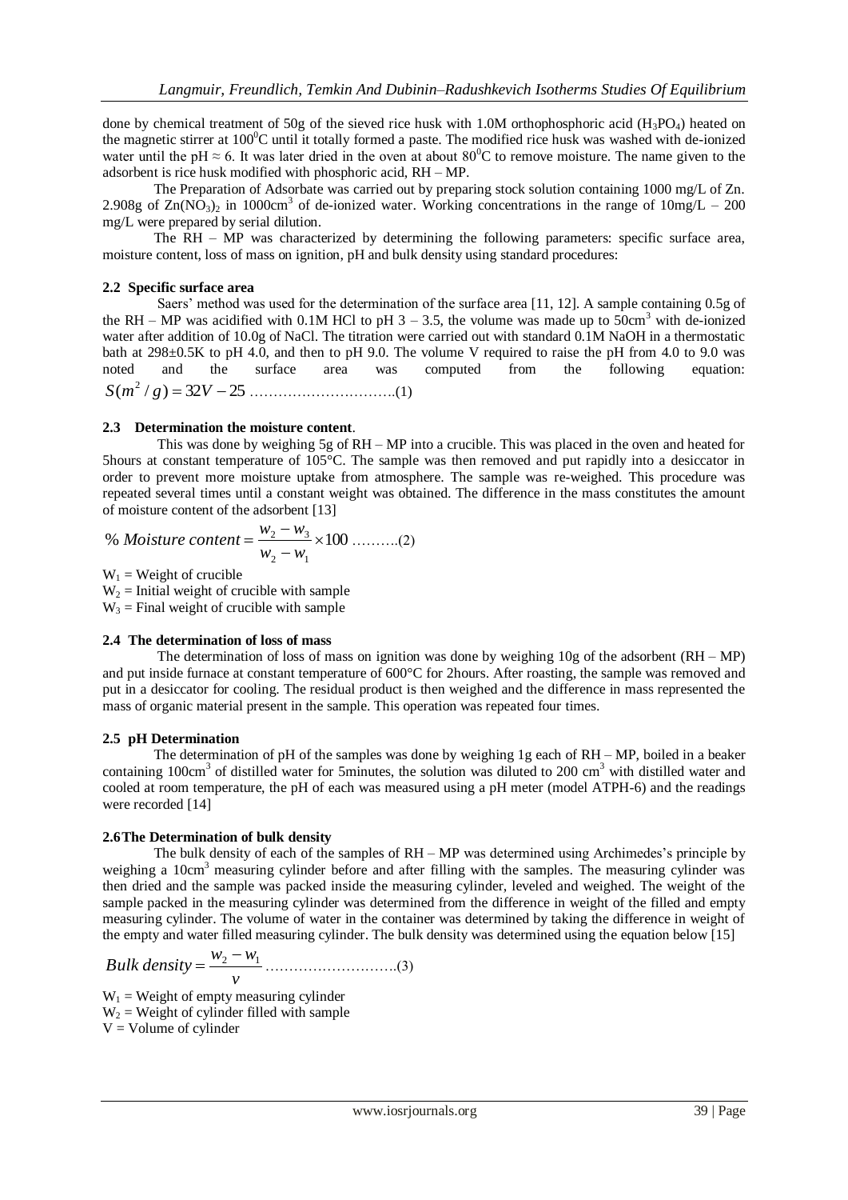done by chemical treatment of 50g of the sieved rice husk with 1.0M orthophosphoric acid ($H_3PO_4$) heated on the magnetic stirrer at $100^0C$ until it totally formed a paste. The modified rice husk was washed with de-ionized water until the pH ≈ 6. It was later dried in the oven at about $80^0C$ to remove moisture. The name given to the adsorbent is rice husk modified with phosphoric acid, RH – MP.

The Preparation of Adsorbate was carried out by preparing stock solution containing 1000 mg/L of Zn. 2.908g of $Zn(NO_3)_2$ in $1000cm^3$ of de-ionized water. Working concentrations in the range of 10mg/L – 200 mg/L were prepared by serial dilution.

The RH – MP was characterized by determining the following parameters: specific surface area, moisture content, loss of mass on ignition, pH and bulk density using standard procedures:

### 2.2 Specific surface area

Saers' method was used for the determination of the surface area [11, 12]. A sample containing 0.5g of the RH – MP was acidified with 0.1M HCl to pH 3 – 3.5, the volume was made up to $50cm^3$ with de-ionized water after addition of 10.0g of NaCl. The titration were carried out with standard 0.1M NaOH in a thermostatic bath at 298±0.5K to pH 4.0, and then to pH 9.0. The volume V required to raise the pH from 4.0 to 9.0 was noted and the surface area was computed from the following equation:

$$S(m^2/g) = 32V - 25 \quad \text{.......(1)}$$

### 2.3 Determination the moisture content.

This was done by weighing 5g of RH – MP into a crucible. This was placed in the oven and heated for 5hours at constant temperature of 105°C. The sample was then removed and put rapidly into a desiccator in order to prevent more moisture uptake from atmosphere. The sample was re-weighed. This procedure was repeated several times until a constant weight was obtained. The difference in the mass constitutes the amount of moisture content of the adsorbent [13]

$$\%\ Moisture\ content = \frac{w_2 - w_3}{w_2 - w_1} \times 100 \quad \text{.......(2)}$$

$W_1$ = Weight of crucible
$W_2$ = Initial weight of crucible with sample
$W_3$ = Final weight of crucible with sample

### 2.4 The determination of loss of mass

The determination of loss of mass on ignition was done by weighing 10g of the adsorbent (RH – MP) and put inside furnace at constant temperature of 600°C for 2hours. After roasting, the sample was removed and put in a desiccator for cooling. The residual product is then weighed and the difference in mass represented the mass of organic material present in the sample. This operation was repeated four times.

### 2.5 pH Determination

The determination of pH of the samples was done by weighing 1g each of RH – MP, boiled in a beaker containing $100cm^3$ of distilled water for 5minutes, the solution was diluted to 200 $cm^3$ with distilled water and cooled at room temperature, the pH of each was measured using a pH meter (model ATPH-6) and the readings were recorded [14]

### 2.6 The Determination of bulk density

The bulk density of each of the samples of RH – MP was determined using Archimedes's principle by weighing a $10cm^3$ measuring cylinder before and after filling with the samples. The measuring cylinder was then dried and the sample was packed inside the measuring cylinder, leveled and weighed. The weight of the sample packed in the measuring cylinder was determined from the difference in weight of the filled and empty measuring cylinder. The volume of water in the container was determined by taking the difference in weight of the empty and water filled measuring cylinder. The bulk density was determined using the equation below [15]

$$Bulk\ density = \frac{w_2 - w_1}{v} \quad \text{.......(3)}$$

$W_1$ = Weight of empty measuring cylinder
$W_2$ = Weight of cylinder filled with sample
V = Volume of cylinder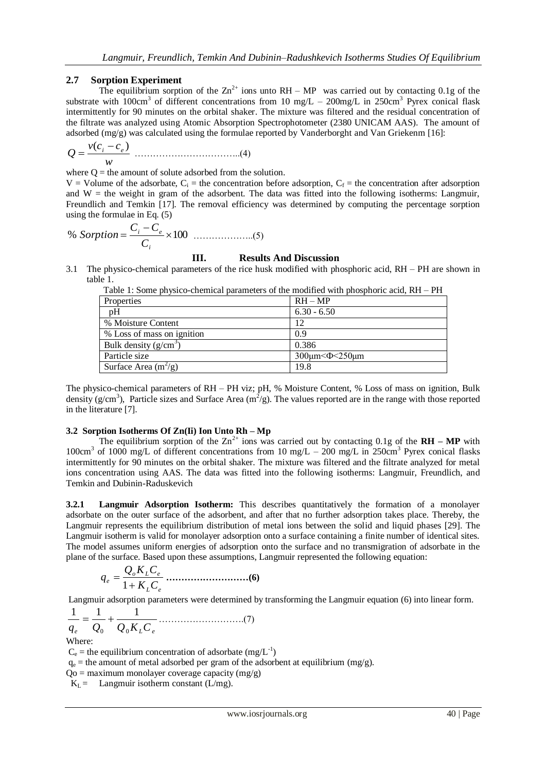### 2.7 Sorption Experiment

The equilibrium sorption of the $Zn^{2+}$ ions unto RH – MP was carried out by contacting 0.1g of the substrate with $100cm^3$ of different concentrations from 10 mg/L – 200mg/L in $250cm^3$ Pyrex conical flask intermittently for 90 minutes on the orbital shaker. The mixture was filtered and the residual concentration of the filtrate was analyzed using Atomic Absorption Spectrophotometer (2380 UNICAM AAS). The amount of adsorbed (mg/g) was calculated using the formulae reported by Vanderborght and Van Griekenm [16]:

$$Q = \frac{v(c_i - c_e)}{w} \quad \text{..............................(4)}$$

where Q = the amount of solute adsorbed from the solution.

V = Volume of the adsorbate, $C_i$ = the concentration before adsorption, $C_f$ = the concentration after adsorption and W = the weight in gram of the adsorbent. The data was fitted into the following isotherms: Langmuir, Freundlich and Temkin [17]. The removal efficiency was determined by computing the percentage sorption using the formulae in Eq. (5)

$$\%\ Sorption = \frac{C_i - C_e}{C_i} \times 100 \quad \text{..................(5)}$$

## III. Results And Discussion

3.1 The physico-chemical parameters of the rice husk modified with phosphoric acid, RH – PH are shown in table 1.

Table 1: Some physico-chemical parameters of the modified with phosphoric acid, RH – PH

| Properties | RH – MP |
|---|---|
| pH | 6.30 - 6.50 |
| % Moisture Content | 12 |
| % Loss of mass on ignition | 0.9 |
| Bulk density ($g/cm^3$) | 0.386 |
| Particle size | 300μm<Φ<250μm |
| Surface Area ($m^2/g$) | 19.8 |

The physico-chemical parameters of RH – PH viz; pH, % Moisture Content, % Loss of mass on ignition, Bulk density ($g/cm^3$), Particle sizes and Surface Area ($m^2/g$). The values reported are in the range with those reported in the literature [7].

### 3.2 Sorption Isotherms Of Zn(Ii) Ion Unto Rh – Mp

The equilibrium sorption of the $Zn^{2+}$ ions was carried out by contacting 0.1g of the **RH – MP** with $100cm^3$ of 1000 mg/L of different concentrations from 10 mg/L – 200 mg/L in $250cm^3$ Pyrex conical flasks intermittently for 90 minutes on the orbital shaker. The mixture was filtered and the filtrate analyzed for metal ions concentration using AAS. The data was fitted into the following isotherms: Langmuir, Freundlich, and Temkin and Dubinin-Raduskevich

**3.2.1 Langmuir Adsorption Isotherm:** This describes quantitatively the formation of a monolayer adsorbate on the outer surface of the adsorbent, and after that no further adsorption takes place. Thereby, the Langmuir represents the equilibrium distribution of metal ions between the solid and liquid phases [29]. The Langmuir isotherm is valid for monolayer adsorption onto a surface containing a finite number of identical sites. The model assumes uniform energies of adsorption onto the surface and no transmigration of adsorbate in the plane of the surface. Based upon these assumptions, Langmuir represented the following equation:

$$q_e = \frac{Q_o K_L C_e}{1 + K_L C_e} \quad \textbf{.........................(6)}$$

Langmuir adsorption parameters were determined by transforming the Langmuir equation (6) into linear form.

$$\frac{1}{q_e} = \frac{1}{Q_0} + \frac{1}{Q_0 K_L C_e} \quad \text{..........................(7)}$$

Where:

$C_e$ = the equilibrium concentration of adsorbate ($mg/L^{-1}$)

$q_e$ = the amount of metal adsorbed per gram of the adsorbent at equilibrium (mg/g).

Qo = maximum monolayer coverage capacity (mg/g)

$K_L$ = Langmuir isotherm constant (L/mg).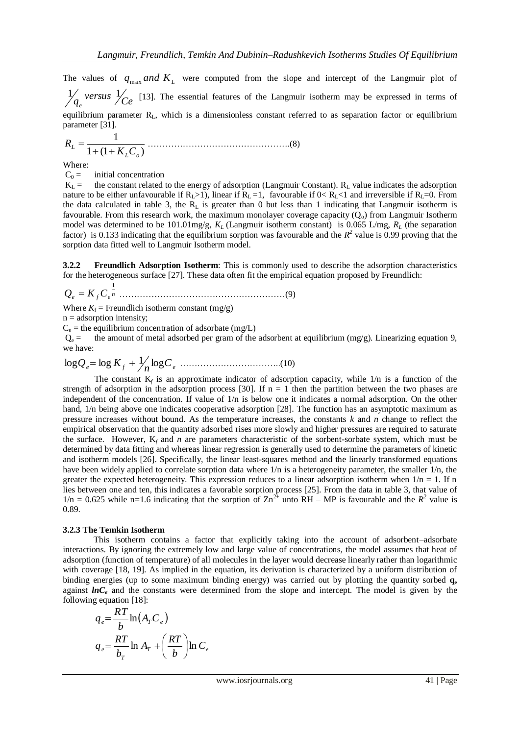The values of $q_{\max}$ *and* $K_L$ were computed from the slope and intercept of the Langmuir plot of $\frac{1}{q_e}$ *versus* $\frac{1}{Ce}$ [13]. The essential features of the Langmuir isotherm may be expressed in terms of equilibrium parameter $R_L$, which is a dimensionless constant referred to as separation factor or equilibrium parameter [31].

$$R_L = \frac{1}{1+(1+K_L C_o)} \quad \text{.............................................(8)}$$

Where:

$C_0$ = initial concentration

$K_L$ = the constant related to the energy of adsorption (Langmuir Constant). $R_L$ value indicates the adsorption nature to be either unfavourable if $R_L>1$), linear if $R_L=1$, favourable if $0< R_L<1$ and irreversible if $R_L=0$. From the data calculated in table 3, the $R_L$ is greater than 0 but less than 1 indicating that Langmuir isotherm is favourable. From this research work, the maximum monolayer coverage capacity ($Q_o$) from Langmuir Isotherm model was determined to be 101.01mg/g, $K_L$ (Langmuir isotherm constant) is 0.065 L/mg, $R_L$ (the separation factor) is 0.133 indicating that the equilibrium sorption was favourable and the $R^2$ value is 0.99 proving that the sorption data fitted well to Langmuir Isotherm model.

**3.2.2 Freundlich Adsorption Isotherm**: This is commonly used to describe the adsorption characteristics for the heterogeneous surface [27]. These data often fit the empirical equation proposed by Freundlich:

$$Q_e = K_f C_e^{\frac{1}{n}} \quad \text{......................................................(9)}$$

Where $K_f$ = Freundlich isotherm constant (mg/g)

n = adsorption intensity;

$C_e$ = the equilibrium concentration of adsorbate (mg/L)

$Q_e$ = the amount of metal adsorbed per gram of the adsorbent at equilibrium (mg/g). Linearizing equation 9, we have:

$$\log Q_e = \log K_f + \frac{1}{n}\log C_e \quad \text{..................................(10)}$$

The constant $K_f$ is an approximate indicator of adsorption capacity, while 1/n is a function of the strength of adsorption in the adsorption process [30]. If n = 1 then the partition between the two phases are independent of the concentration. If value of 1/n is below one it indicates a normal adsorption. On the other hand, 1/n being above one indicates cooperative adsorption [28]. The function has an asymptotic maximum as pressure increases without bound. As the temperature increases, the constants *k* and *n* change to reflect the empirical observation that the quantity adsorbed rises more slowly and higher pressures are required to saturate the surface. However, $K_f$ and *n* are parameters characteristic of the sorbent-sorbate system, which must be determined by data fitting and whereas linear regression is generally used to determine the parameters of kinetic and isotherm models [26]. Specifically, the linear least-squares method and the linearly transformed equations have been widely applied to correlate sorption data where 1/n is a heterogeneity parameter, the smaller 1/n, the greater the expected heterogeneity. This expression reduces to a linear adsorption isotherm when 1/n = 1. If n lies between one and ten, this indicates a favorable sorption process [25]. From the data in table 3, that value of 1/n = 0.625 while n=1.6 indicating that the sorption of $Zn^{2+}$ unto RH – MP is favourable and the $R^2$ value is 0.89.

### 3.2.3 The Temkin Isotherm

This isotherm contains a factor that explicitly taking into the account of adsorbent–adsorbate interactions. By ignoring the extremely low and large value of concentrations, the model assumes that heat of adsorption (function of temperature) of all molecules in the layer would decrease linearly rather than logarithmic with coverage [18, 19]. As implied in the equation, its derivation is characterized by a uniform distribution of binding energies (up to some maximum binding energy) was carried out by plotting the quantity sorbed $\mathbf{q_e}$ against $\boldsymbol{lnC_e}$ and the constants were determined from the slope and intercept. The model is given by the following equation [18]:

$$q_e = \frac{RT}{b}\ln\left(A_T C_e\right)$$

$$q_e = \frac{RT}{b_T}\ln A_T + \left(\frac{RT}{b}\right)\ln C_e$$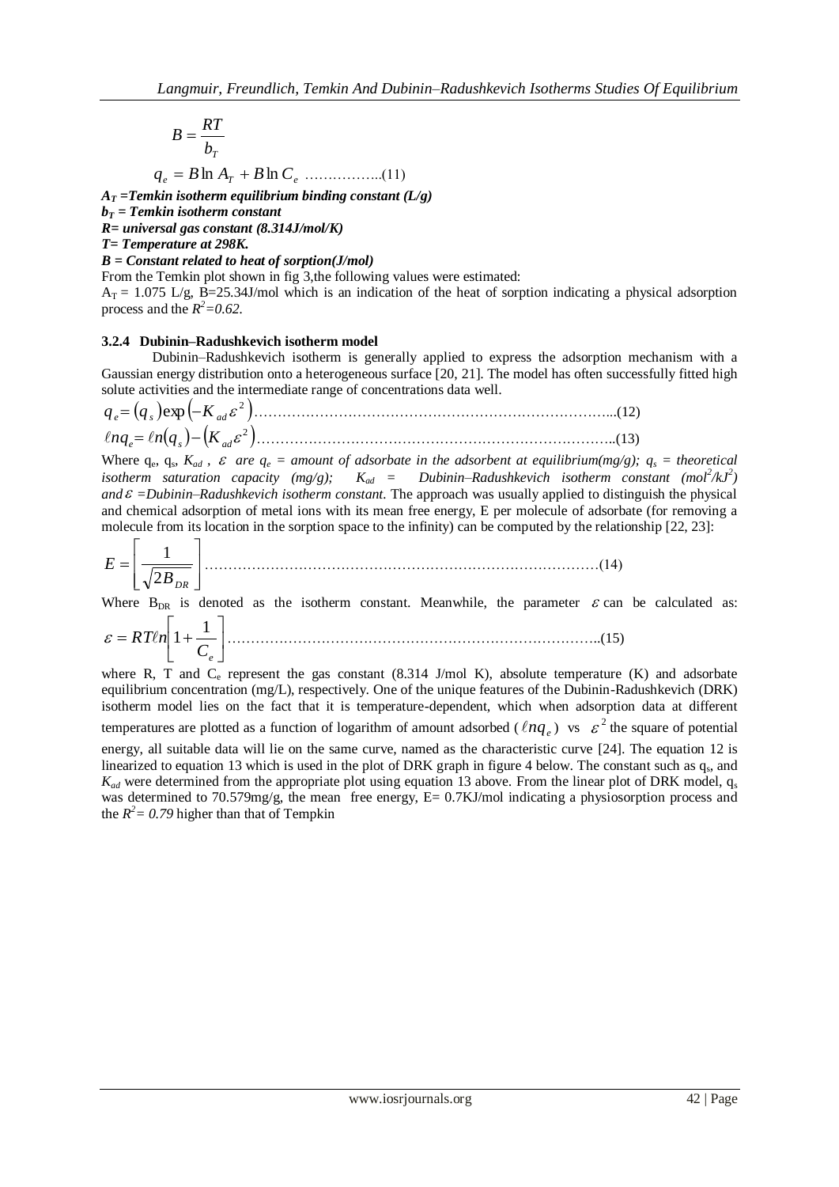$$B = \frac{RT}{b_T}$$

$$q_e = B\ln A_T + B\ln C_e \quad \text{……………..(11)}$$

***$A_T$ =Temkin isotherm equilibrium binding constant (L/g)***
***$b_T$ = Temkin isotherm constant***
***R= universal gas constant (8.314J/mol/K)***
***T= Temperature at 298K.***
***B = Constant related to heat of sorption(J/mol)***

From the Temkin plot shown in fig 3,the following values were estimated:
$A_T$ = 1.075 L/g, B=25.34J/mol which is an indication of the heat of sorption indicating a physical adsorption process and the $R^2$*=0.62.*

### 3.2.4 Dubinin–Radushkevich isotherm model

Dubinin–Radushkevich isotherm is generally applied to express the adsorption mechanism with a Gaussian energy distribution onto a heterogeneous surface [20, 21]. The model has often successfully fitted high solute activities and the intermediate range of concentrations data well.

$$q_e = (q_s)\exp\left(-K_{ad}\varepsilon^2\right) \quad \text{…………………………………………………………………...(12)}$$

$$\ell n q_e = \ell n(q_s) - \left(K_{ad}\varepsilon^2\right) \quad \text{………………………………………………………………..(13)}$$

Where $q_e$, $q_s$, $K_{ad}$ , $\varepsilon$ *are $q_e$ = amount of adsorbate in the adsorbent at equilibrium(mg/g); $q_s$ = theoretical isotherm saturation capacity (mg/g); $K_{ad}$ = Dubinin–Radushkevich isotherm constant ($mol^2/kJ^2$) and $\varepsilon$ =Dubinin–Radushkevich isotherm constant*. The approach was usually applied to distinguish the physical and chemical adsorption of metal ions with its mean free energy, E per molecule of adsorbate (for removing a molecule from its location in the sorption space to the infinity) can be computed by the relationship [22, 23]:

$$E = \left[\frac{1}{\sqrt{2B_{DR}}}\right] \quad \text{…………………………………………………………………………(14)}$$

Where $B_{DR}$ is denoted as the isotherm constant. Meanwhile, the parameter $\varepsilon$ can be calculated as:

$$\varepsilon = RT\ell n\left[1 + \frac{1}{C_e}\right] \quad \text{……………………………………………………………………..(15)}$$

where R, T and $C_e$ represent the gas constant (8.314 J/mol K), absolute temperature (K) and adsorbate equilibrium concentration (mg/L), respectively. One of the unique features of the Dubinin-Radushkevich (DRK) isotherm model lies on the fact that it is temperature-dependent, which when adsorption data at different temperatures are plotted as a function of logarithm of amount adsorbed ($\ell n q_e$) vs $\varepsilon^2$ the square of potential energy, all suitable data will lie on the same curve, named as the characteristic curve [24]. The equation 12 is linearized to equation 13 which is used in the plot of DRK graph in figure 4 below. The constant such as $q_s$, and $K_{ad}$ were determined from the appropriate plot using equation 13 above. From the linear plot of DRK model, $q_s$ was determined to 70.579mg/g, the mean free energy, E= 0.7KJ/mol indicating a physiosorption process and the $R^2$*= 0.79* higher than that of Tempkin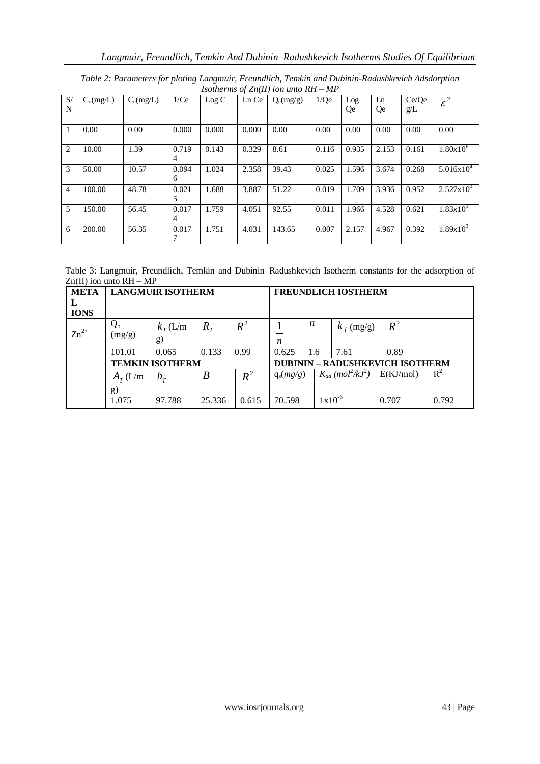*Table 2: Parameters for ploting Langmuir, Freundlich, Temkin and Dubinin-Radushkevich Adsdorption Isotherms of Zn(II) ion unto RH – MP*

| S/N | $C_o$(mg/L) | $C_e$(mg/L) | 1/Ce | Log $C_e$ | Ln Ce | $Q_e$(mg/g) | 1/Qe | Log Qe | Ln Qe | Ce/Qe g/L | $\varepsilon^2$ |
|---|---|---|---|---|---|---|---|---|---|---|---|
| 1 | 0.00 | 0.00 | 0.000 | 0.000 | 0.000 | 0.00 | 0.00 | 0.00 | 0.00 | 0.00 | 0.00 |
| 2 | 10.00 | 1.39 | 0.7194 | 0.143 | 0.329 | 8.61 | 0.116 | 0.935 | 2.153 | 0.161 | $1.80\text{x}10^6$ |
| 3 | 50.00 | 10.57 | 0.0946 | 1.024 | 2.358 | 39.43 | 0.025 | 1.596 | 3.674 | 0.268 | $5.016\text{x}10^4$ |
| 4 | 100.00 | 48.78 | 0.0215 | 1.688 | 3.887 | 51.22 | 0.019 | 1.709 | 3.936 | 0.952 | $2.527\text{x}10^3$ |
| 5 | 150.00 | 56.45 | 0.0174 | 1.759 | 4.051 | 92.55 | 0.011 | 1.966 | 4.528 | 0.621 | $1.83\text{x}10^3$ |
| 6 | 200.00 | 56.35 | 0.0177 | 1.751 | 4.031 | 143.65 | 0.007 | 2.157 | 4.967 | 0.392 | $1.89\text{x}10^3$ |

Table 3: Langmuir, Freundlich, Temkin and Dubinin–Radushkevich Isotherm constants for the adsorption of Zn(II) ion unto RH – MP

| METAL IONS | LANGMUIR ISOTHERM | | | | FREUNDLICH IOSTHERM | | | |
|---|---|---|---|---|---|---|---|---|
| $Zn^{2+}$ | $Q_o$ (mg/g) | $k_L$ (L/mg) | $R_L$ | $R^2$ | $\frac{1}{n}$ | $n$ | $k_f$ (mg/g) | $R^2$ |
| | 101.01 | 0.065 | 0.133 | 0.99 | 0.625 | 1.6 | 7.61 | 0.89 |
| | **TEMKIN ISOTHERM** | | | | **DUBININ – RADUSHKEVICH ISOTHERM** | | | |
| | $A_T$ (L/mg) | $b_T$ | $B$ | $R^2$ | $q_s$(*mg/g*) | $K_{ad}$ ($mol^2/kJ^2$) | E(KJ/mol) | $R^2$ |
| | 1.075 | 97.788 | 25.336 | 0.615 | 70.598 | $1\text{x}10^{-6}$ | 0.707 | 0.792 |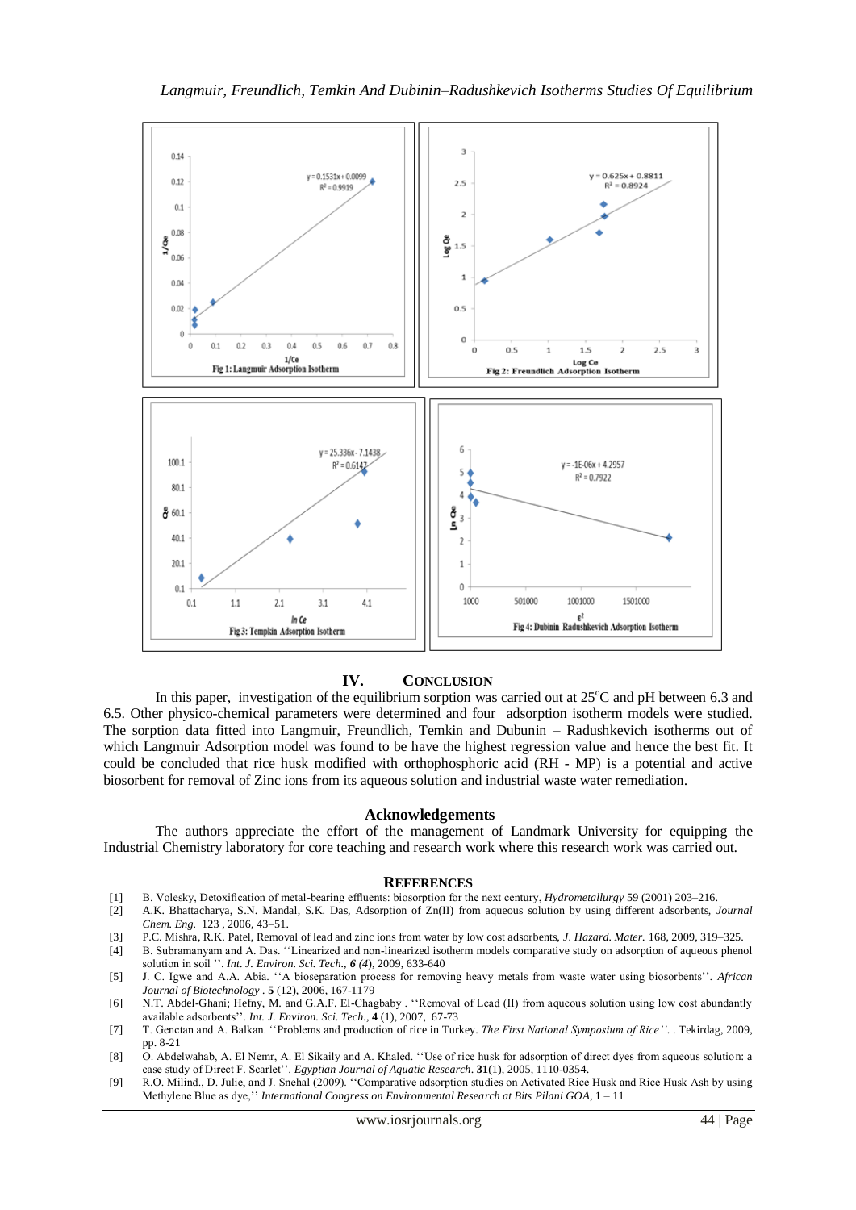Fig 1: Langmuir Adsorption Isotherm

Fig 2: Freundlich Adsorption Isotherm

Fig 3: Tempkin Adsorption Isotherm

Fig 4: Dubinin Radushkevich Adsorption Isotherm

## IV. Conclusion

In this paper, investigation of the equilibrium sorption was carried out at 25°C and pH between 6.3 and 6.5. Other physico-chemical parameters were determined and four adsorption isotherm models were studied. The sorption data fitted into Langmuir, Freundlich, Temkin and Dubunin – Radushkevich isotherms out of which Langmuir Adsorption model was found to be have the highest regression value and hence the best fit. It could be concluded that rice husk modified with orthophosphoric acid (RH - MP) is a potential and active biosorbent for removal of Zinc ions from its aqueous solution and industrial waste water remediation.

## Acknowledgements

The authors appreciate the effort of the management of Landmark University for equipping the Industrial Chemistry laboratory for core teaching and research work where this research work was carried out.

## References

[1] B. Volesky, Detoxification of metal-bearing effluents: biosorption for the next century, *Hydrometallurgy* 59 (2001) 203–216.

[2] A.K. Bhattacharya, S.N. Mandal, S.K. Das, Adsorption of Zn(II) from aqueous solution by using different adsorbents, *Journal Chem. Eng.* 123 , 2006, 43–51.

[3] P.C. Mishra, R.K. Patel, Removal of lead and zinc ions from water by low cost adsorbents, *J. Hazard. Mater.* 168, 2009, 319–325.

[4] B. Subramanyam and A. Das. ''Linearized and non-linearized isotherm models comparative study on adsorption of aqueous phenol solution in soil ''. *Int. J. Environ. Sci. Tech., 6 (4)*, 2009, 633-640

[5] J. C. Igwe and A.A. Abia. ''A bioseparation process for removing heavy metals from waste water using biosorbents''. *African Journal of Biotechnology* . **5** (12), 2006, 167-1179

[6] N.T. Abdel-Ghani; Hefny, M. and G.A.F. El-Chagbaby . ''Removal of Lead (II) from aqueous solution using low cost abundantly available adsorbents''. *Int. J. Environ. Sci. Tech.,* **4** (1), 2007, 67-73

[7] T. Genctan and A. Balkan. ''Problems and production of rice in Turkey. *The First National Symposium of Rice''*. . Tekirdag, 2009, pp. 8-21

[8] O. Abdelwahab, A. El Nemr, A. El Sikaily and A. Khaled. ''Use of rice husk for adsorption of direct dyes from aqueous solution: a case study of Direct F. Scarlet''. *Egyptian Journal of Aquatic Research*. **31**(1), 2005, 1110-0354.

[9] R.O. Milind., D. Julie, and J. Snehal (2009). ''Comparative adsorption studies on Activated Rice Husk and Rice Husk Ash by using Methylene Blue as dye,'' *International Congress on Environmental Research at Bits Pilani GOA*, 1 – 11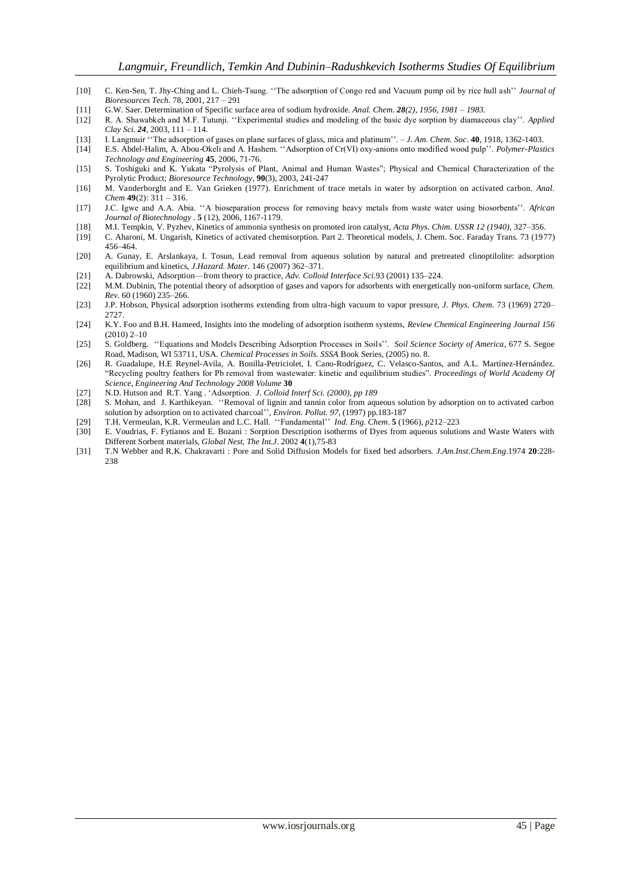[10] C. Ken-Sen, T. Jhy-Ching and L. Chieh-Tsung. ''The adsorption of Congo red and Vacuum pump oil by rice hull ash'' *Journal of Bioresources Tech.* 78, 2001, 217 – 291

[11] G.W. Saer. Determination of Specific surface area of sodium hydroxide. *Anal. Chem. **28**(2), 1956, 1981 – 1983.*

[12] R. A. Shawabkeh and M.F. Tutunji. ''Experimental studies and modeling of the basic dye sorption by diamaceous clay''. *Applied Clay Sci. **24**,* 2003, 111 – 114.

[13] I. Langmuir ''The adsorption of gases on plane surfaces of glass, mica and platinum''. – *J. Am. Chem. Soc*. **40**, 1918, 1362-1403.

[14] E.S. Abdel-Halim, A. Abou-Okeli and A. Hashem. ''Adsorption of Cr(VI) oxy-anions onto modified wood pulp''. *Polymer-Plastics Technology and Engineering* **45**, 2006, 71-76.

[15] S. Toshiguki and K. Yukata "Pyrolysis of Plant, Animal and Human Wastes"; Physical and Chemical Characterization of the Pyrolytic Product; *Bioresource Technology*, **90**(3), 2003, 241-247

[16] M. Vanderborght and E. Van Grieken (1977). Enrichment of trace metals in water by adsorption on activated carbon. *Anal. Chem* **49**(2): 311 – 316.

[17] J.C. Igwe and A.A. Abia. ''A bioseparation process for removing heavy metals from waste water using biosorbents''. *African Journal of Biotechnology* . **5** (12), 2006, 1167-1179.

[18] M.I. Tempkin, V. Pyzhev, Kinetics of ammonia synthesis on promoted iron catalyst, *Acta Phys. Chim. USSR 12 (1940),* 327–356.

[19] C. Aharoni, M. Ungarish, Kinetics of activated chemisorption. Part 2. Theoretical models, J. Chem. Soc. Faraday Trans. 73 (1977) 456–464.

[20] A. Gunay, E. Arslankaya, I. Tosun, Lead removal from aqueous solution by natural and pretreated clinoptilolite: adsorption equilibrium and kinetics, *J.Hazard. Mater*. 146 (2007) 362–371.

[21] A. Dabrowski, Adsorption—from theory to practice, *Adv. Colloid Interface Sci.*93 (2001) 135–224.

[22] M.M. Dubinin, The potential theory of adsorption of gases and vapors for adsorbents with energetically non-uniform surface, *Chem. Rev*. 60 (1960) 235–266.

[23] J.P. Hobson, Physical adsorption isotherms extending from ultra-high vacuum to vapor pressure, *J. Phys. Chem.* 73 (1969) 2720–2727.

[24] K.Y. Foo and B.H. Hameed, Insights into the modeling of adsorption isotherm systems, *Review Chemical Engineering Journal 156* (2010) 2–10

[25] S. Goldberg. ''Equations and Models Describing Adsorption Processes in Soils''. *Soil Science Society of America*, 677 S. Segoe Road, Madison, WI 53711, USA. *Chemical Processes in Soils. SSSA* Book Series, (2005) no. 8.

[26] R. Guadalupe, H.E Reynel-Avila, A. Bonilla-Petriciolet, I. Cano-Rodríguez, C. Velasco-Santos, and A.L. Martínez-Hernández. "Recycling poultry feathers for Pb removal from wastewater: kinetic and equilibrium studies". *Proceedings of World Academy Of Science, Engineering And Technology 2008 Volume* **30**

[27] N.D. Hutson and R.T. Yang . 'Adsorption. *J. Colloid Interf Sci. (2000), pp 189*

[28] S. Mohan, and J. Karthikeyan. ''Removal of lignin and tannin color from aqueous solution by adsorption on to activated carbon solution by adsorption on to activated charcoal'', *Environ. Pollut. 97*, (1997) pp.183-187

[29] T.H. Vermeulan, K.R. Vermeulan and L.C. Hall. ''Fundamental'' *Ind. Eng. Chem*. **5** (1966), *p*212–223

[30] E. Voudrias, F. Fytianos and E. Bozani : Sorption Description isotherms of Dyes from aqueous solutions and Waste Waters with Different Sorbent materials, *Global Nest, The Int.J*. 2002 **4**(1),75-83

[31] T.N Webber and R.K. Chakravarti : Pore and Solid Diffusion Models for fixed bed adsorbers. *J.Am.Inst.Chem.Eng*.1974 **20**:228-238